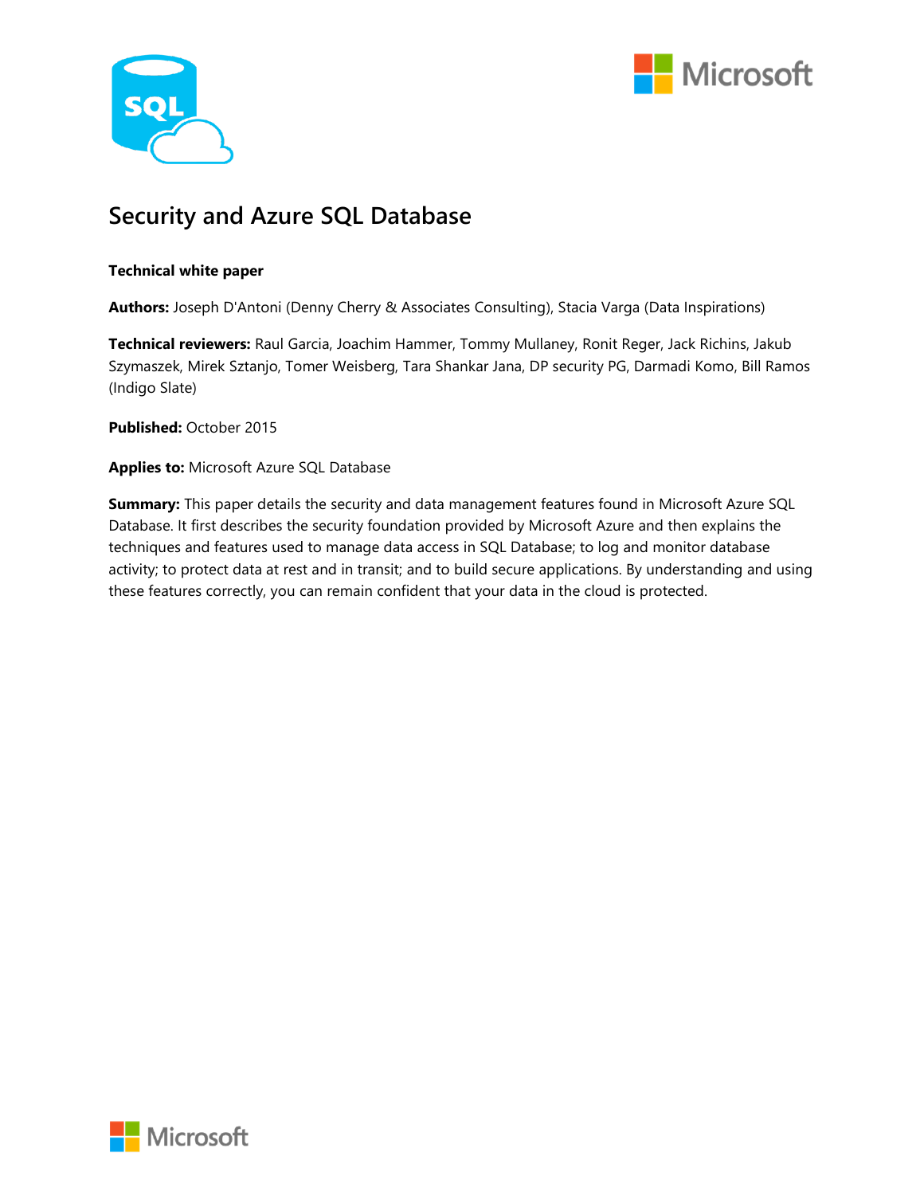# Security and Azure SQL Database

**Technical white paper**

**Authors:** Joseph D'Antoni (Denny Cherry & Associates Consulting), Stacia Varga (Data Inspirations)

**Technical reviewers:** Raul Garcia, Joachim Hammer, Tommy Mullaney, Ronit Reger, Jack Richins, Jakub Szymaszek, Mirek Sztanjo, Tomer Weisberg, Tara Shankar Jana, DP security PG, Darmadi Komo, Bill Ramos (Indigo Slate)

**Published:** October 2015

**Applies to:** Microsoft Azure SQL Database

**Summary:** This paper details the security and data management features found in Microsoft Azure SQL Database. It first describes the security foundation provided by Microsoft Azure and then explains the techniques and features used to manage data access in SQL Database; to log and monitor database activity; to protect data at rest and in transit; and to build secure applications. By understanding and using these features correctly, you can remain confident that your data in the cloud is protected.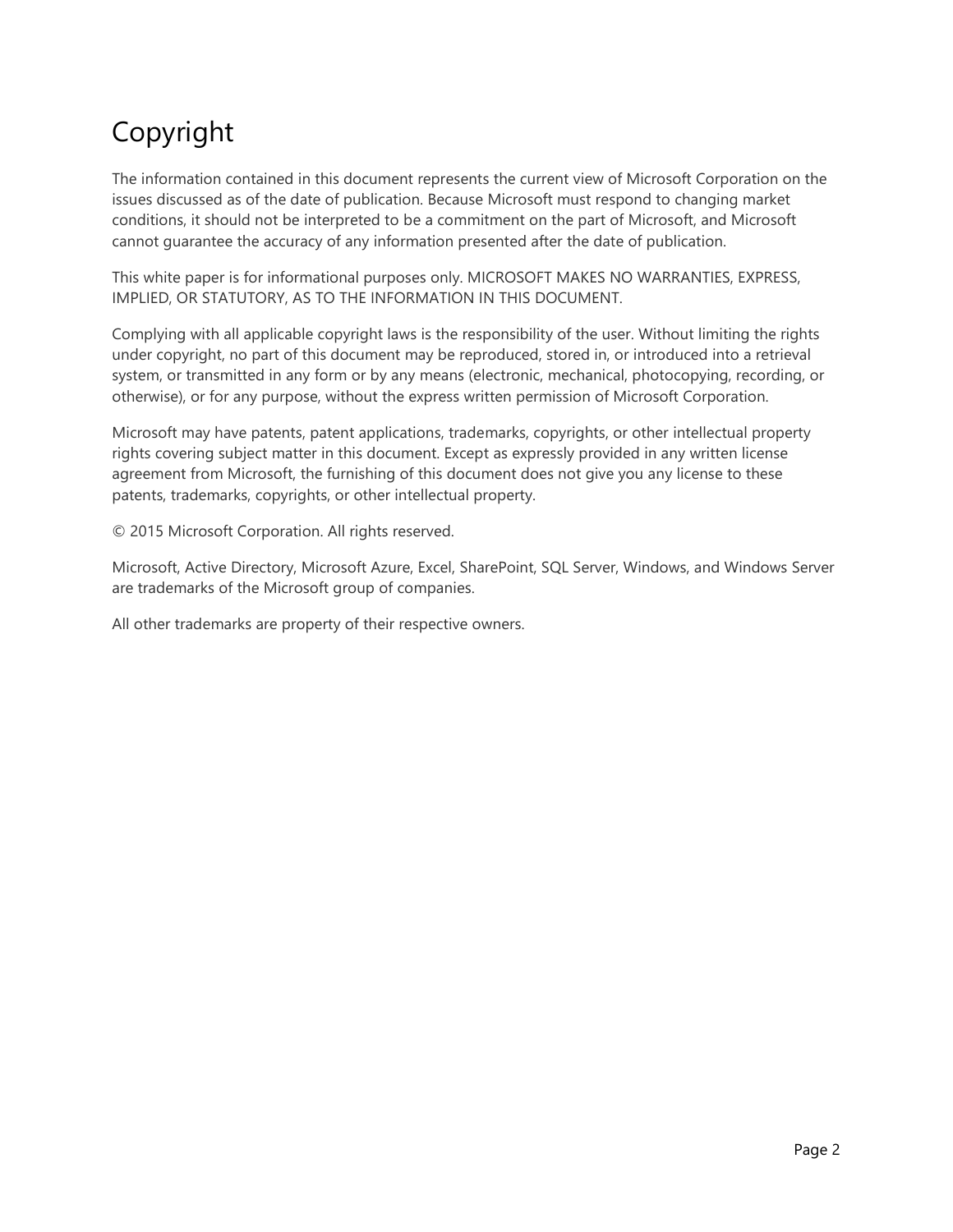# Copyright

The information contained in this document represents the current view of Microsoft Corporation on the issues discussed as of the date of publication. Because Microsoft must respond to changing market conditions, it should not be interpreted to be a commitment on the part of Microsoft, and Microsoft cannot guarantee the accuracy of any information presented after the date of publication.

This white paper is for informational purposes only. MICROSOFT MAKES NO WARRANTIES, EXPRESS, IMPLIED, OR STATUTORY, AS TO THE INFORMATION IN THIS DOCUMENT.

Complying with all applicable copyright laws is the responsibility of the user. Without limiting the rights under copyright, no part of this document may be reproduced, stored in, or introduced into a retrieval system, or transmitted in any form or by any means (electronic, mechanical, photocopying, recording, or otherwise), or for any purpose, without the express written permission of Microsoft Corporation.

Microsoft may have patents, patent applications, trademarks, copyrights, or other intellectual property rights covering subject matter in this document. Except as expressly provided in any written license agreement from Microsoft, the furnishing of this document does not give you any license to these patents, trademarks, copyrights, or other intellectual property.

© 2015 Microsoft Corporation. All rights reserved.

Microsoft, Active Directory, Microsoft Azure, Excel, SharePoint, SQL Server, Windows, and Windows Server are trademarks of the Microsoft group of companies.

All other trademarks are property of their respective owners.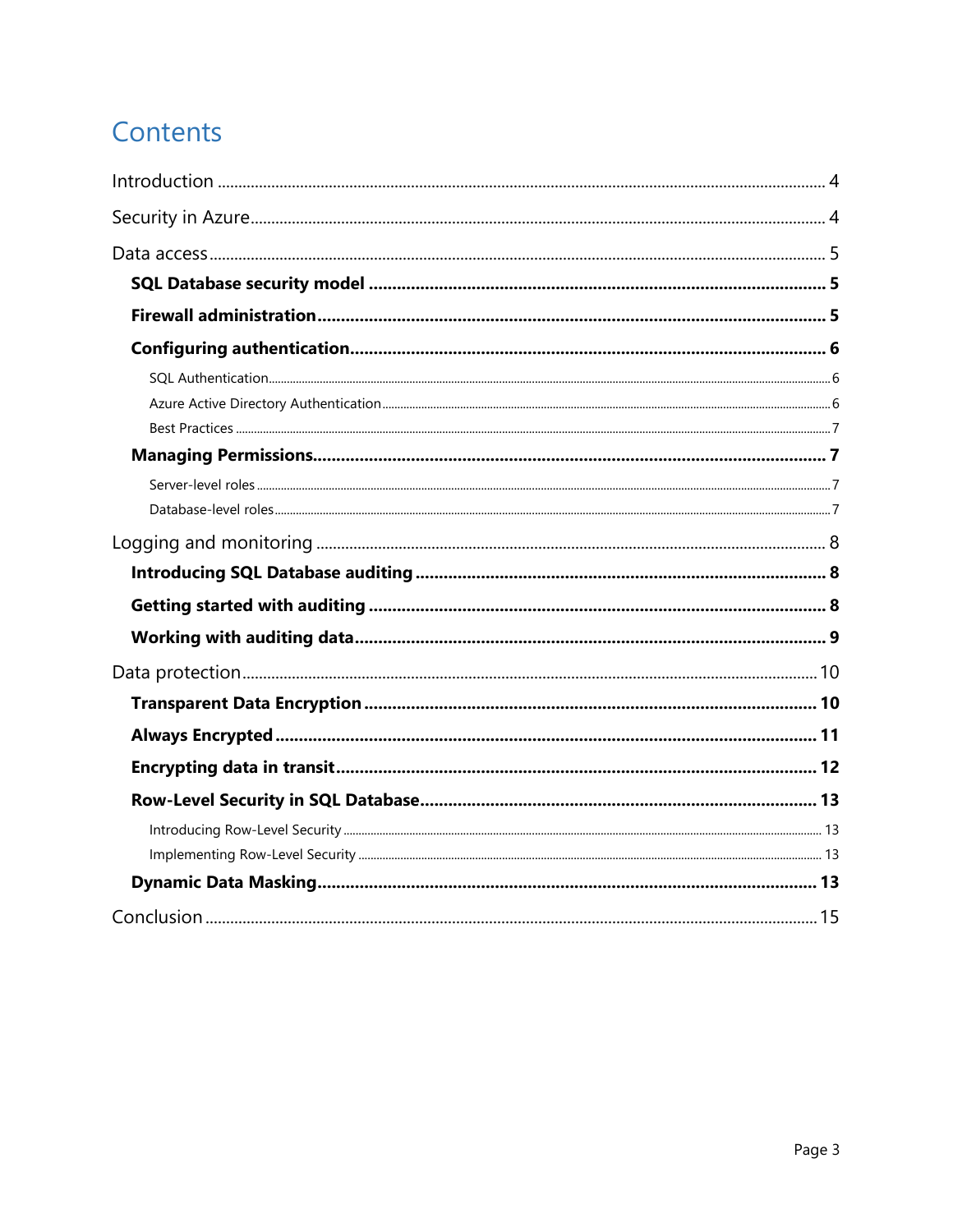# Contents

- Introduction ... 4
- Security in Azure ... 4
- Data access ... 5
  - **SQL Database security model ... 5**
  - **Firewall administration ... 5**
  - **Configuring authentication ... 6**
    - SQL Authentication ... 6
    - Azure Active Directory Authentication ... 6
    - Best Practices ... 7
  - **Managing Permissions ... 7**
    - Server-level roles ... 7
    - Database-level roles ... 7
- Logging and monitoring ... 8
  - **Introducing SQL Database auditing ... 8**
  - **Getting started with auditing ... 8**
  - **Working with auditing data ... 9**
- Data protection ... 10
  - **Transparent Data Encryption ... 10**
  - **Always Encrypted ... 11**
  - **Encrypting data in transit ... 12**
  - **Row-Level Security in SQL Database ... 13**
    - Introducing Row-Level Security ... 13
    - Implementing Row-Level Security ... 13
  - **Dynamic Data Masking ... 13**
- Conclusion ... 15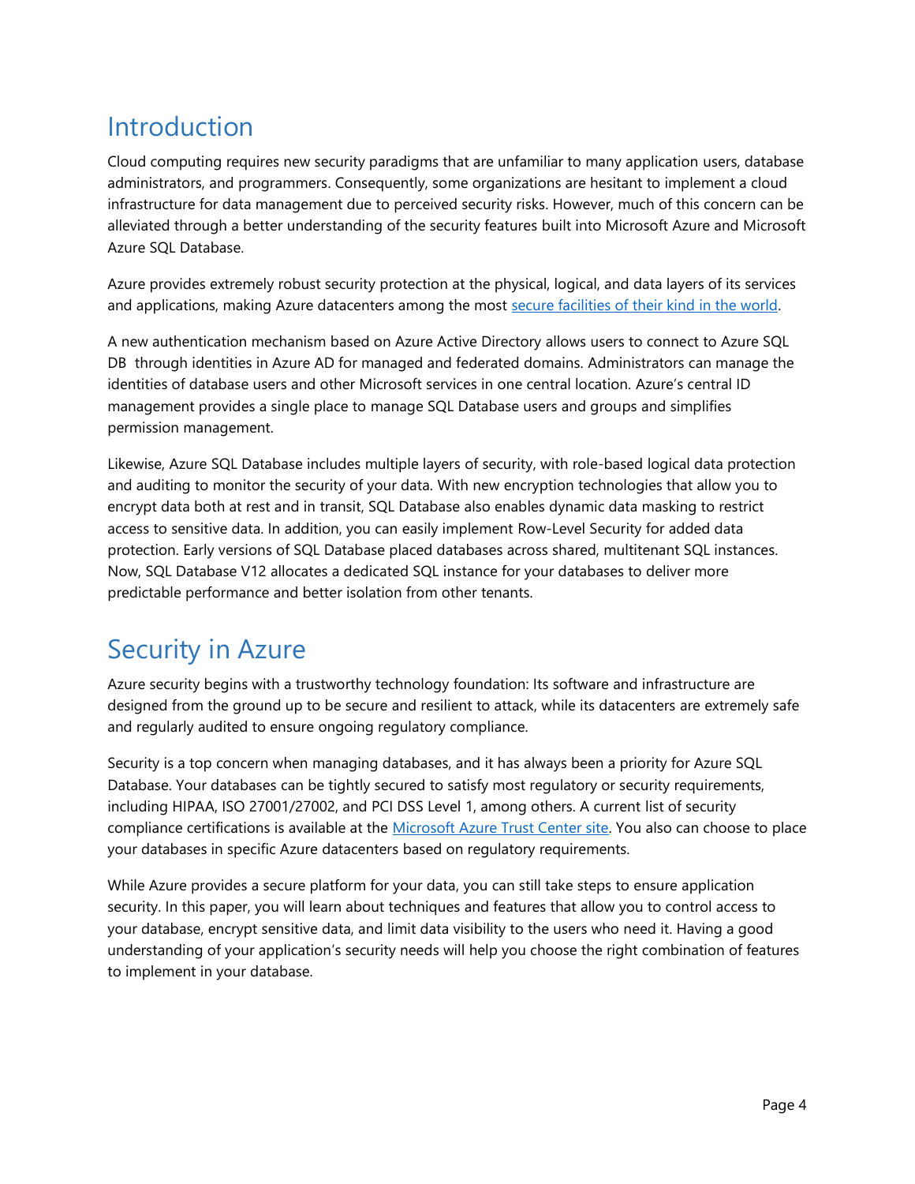# Introduction

Cloud computing requires new security paradigms that are unfamiliar to many application users, database administrators, and programmers. Consequently, some organizations are hesitant to implement a cloud infrastructure for data management due to perceived security risks. However, much of this concern can be alleviated through a better understanding of the security features built into Microsoft Azure and Microsoft Azure SQL Database.

Azure provides extremely robust security protection at the physical, logical, and data layers of its services and applications, making Azure datacenters among the most [secure facilities of their kind in the world](#).

A new authentication mechanism based on Azure Active Directory allows users to connect to Azure SQL DB through identities in Azure AD for managed and federated domains. Administrators can manage the identities of database users and other Microsoft services in one central location. Azure's central ID management provides a single place to manage SQL Database users and groups and simplifies permission management.

Likewise, Azure SQL Database includes multiple layers of security, with role-based logical data protection and auditing to monitor the security of your data. With new encryption technologies that allow you to encrypt data both at rest and in transit, SQL Database also enables dynamic data masking to restrict access to sensitive data. In addition, you can easily implement Row-Level Security for added data protection. Early versions of SQL Database placed databases across shared, multitenant SQL instances. Now, SQL Database V12 allocates a dedicated SQL instance for your databases to deliver more predictable performance and better isolation from other tenants.

# Security in Azure

Azure security begins with a trustworthy technology foundation: Its software and infrastructure are designed from the ground up to be secure and resilient to attack, while its datacenters are extremely safe and regularly audited to ensure ongoing regulatory compliance.

Security is a top concern when managing databases, and it has always been a priority for Azure SQL Database. Your databases can be tightly secured to satisfy most regulatory or security requirements, including HIPAA, ISO 27001/27002, and PCI DSS Level 1, among others. A current list of security compliance certifications is available at the [Microsoft Azure Trust Center site](#). You also can choose to place your databases in specific Azure datacenters based on regulatory requirements.

While Azure provides a secure platform for your data, you can still take steps to ensure application security. In this paper, you will learn about techniques and features that allow you to control access to your database, encrypt sensitive data, and limit data visibility to the users who need it. Having a good understanding of your application's security needs will help you choose the right combination of features to implement in your database.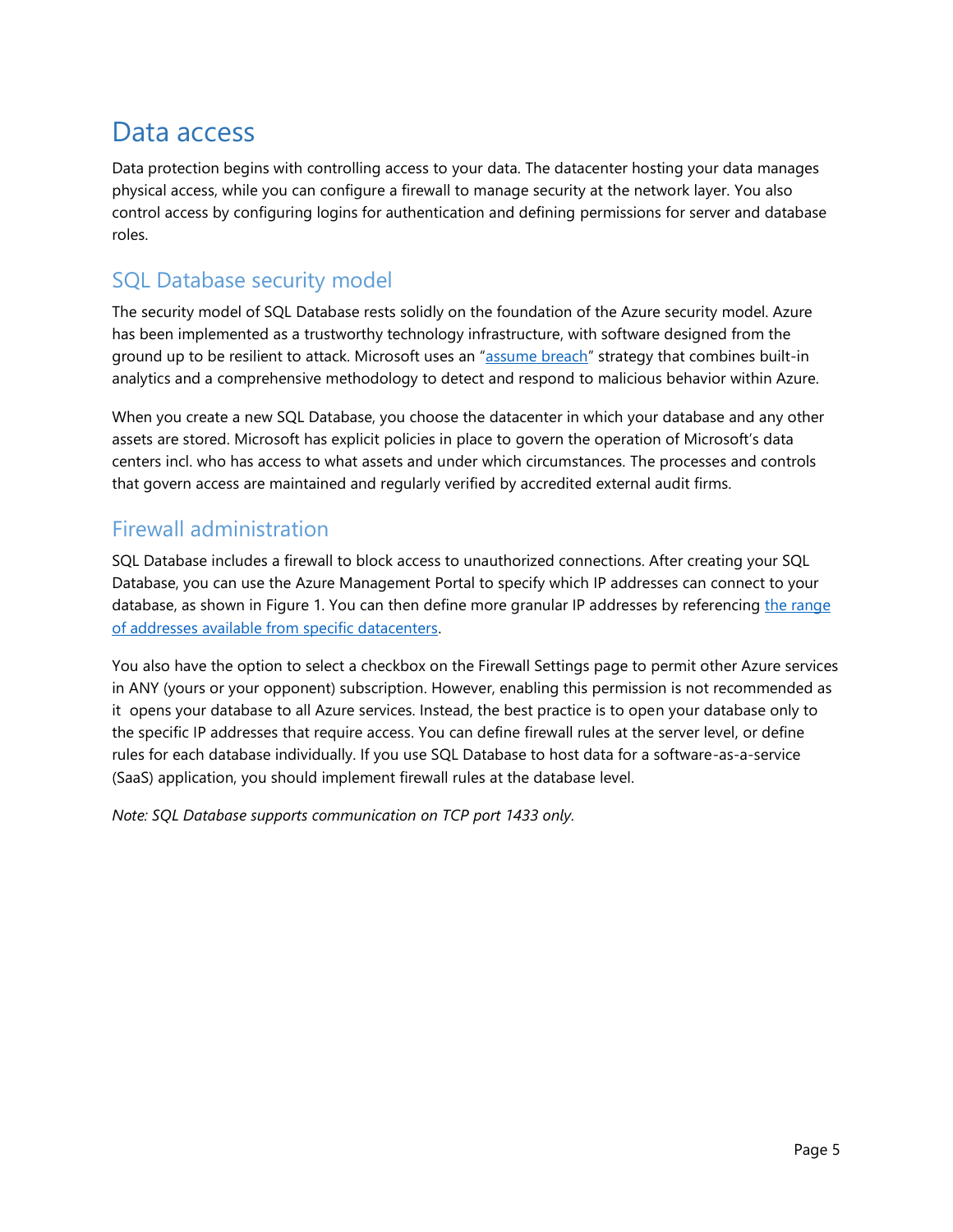# Data access

Data protection begins with controlling access to your data. The datacenter hosting your data manages physical access, while you can configure a firewall to manage security at the network layer. You also control access by configuring logins for authentication and defining permissions for server and database roles.

## SQL Database security model

The security model of SQL Database rests solidly on the foundation of the Azure security model. Azure has been implemented as a trustworthy technology infrastructure, with software designed from the ground up to be resilient to attack. Microsoft uses an "assume breach" strategy that combines built-in analytics and a comprehensive methodology to detect and respond to malicious behavior within Azure.

When you create a new SQL Database, you choose the datacenter in which your database and any other assets are stored. Microsoft has explicit policies in place to govern the operation of Microsoft's data centers incl. who has access to what assets and under which circumstances. The processes and controls that govern access are maintained and regularly verified by accredited external audit firms.

## Firewall administration

SQL Database includes a firewall to block access to unauthorized connections. After creating your SQL Database, you can use the Azure Management Portal to specify which IP addresses can connect to your database, as shown in Figure 1. You can then define more granular IP addresses by referencing the range of addresses available from specific datacenters.

You also have the option to select a checkbox on the Firewall Settings page to permit other Azure services in ANY (yours or your opponent) subscription. However, enabling this permission is not recommended as it opens your database to all Azure services. Instead, the best practice is to open your database only to the specific IP addresses that require access. You can define firewall rules at the server level, or define rules for each database individually. If you use SQL Database to host data for a software-as-a-service (SaaS) application, you should implement firewall rules at the database level.

*Note: SQL Database supports communication on TCP port 1433 only.*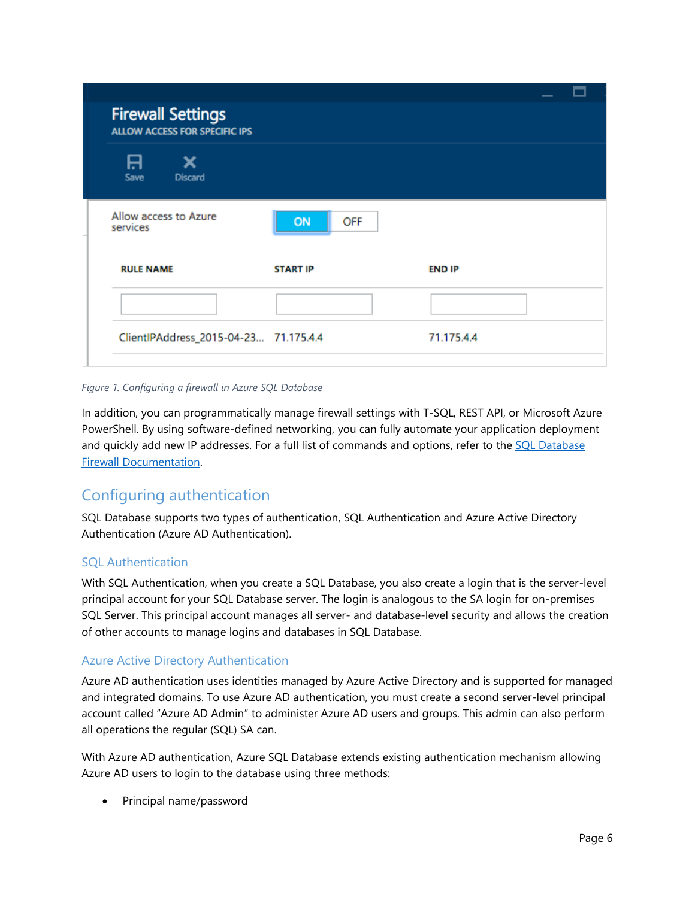Figure 1. Configuring a firewall in Azure SQL Database

In addition, you can programmatically manage firewall settings with T-SQL, REST API, or Microsoft Azure PowerShell. By using software-defined networking, you can fully automate your application deployment and quickly add new IP addresses. For a full list of commands and options, refer to the [SQL Database Firewall Documentation](#).

## Configuring authentication

SQL Database supports two types of authentication, SQL Authentication and Azure Active Directory Authentication (Azure AD Authentication).

### SQL Authentication

With SQL Authentication, when you create a SQL Database, you also create a login that is the server-level principal account for your SQL Database server. The login is analogous to the SA login for on-premises SQL Server. This principal account manages all server- and database-level security and allows the creation of other accounts to manage logins and databases in SQL Database.

### Azure Active Directory Authentication

Azure AD authentication uses identities managed by Azure Active Directory and is supported for managed and integrated domains. To use Azure AD authentication, you must create a second server-level principal account called "Azure AD Admin" to administer Azure AD users and groups. This admin can also perform all operations the regular (SQL) SA can.

With Azure AD authentication, Azure SQL Database extends existing authentication mechanism allowing Azure AD users to login to the database using three methods:

- Principal name/password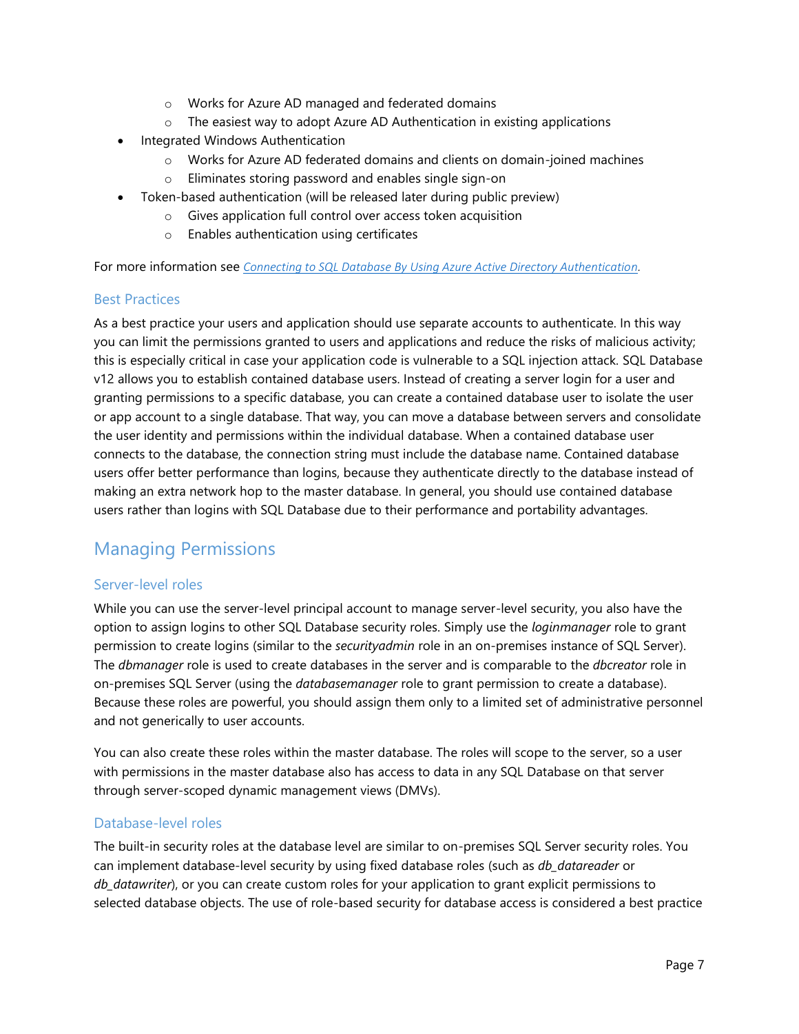- Works for Azure AD managed and federated domains
    - The easiest way to adopt Azure AD Authentication in existing applications
- Integrated Windows Authentication
    - Works for Azure AD federated domains and clients on domain-joined machines
    - Eliminates storing password and enables single sign-on
- Token-based authentication (will be released later during public preview)
    - Gives application full control over access token acquisition
    - Enables authentication using certificates

For more information see *Connecting to SQL Database By Using Azure Active Directory Authentication*.

### Best Practices

As a best practice your users and application should use separate accounts to authenticate. In this way you can limit the permissions granted to users and applications and reduce the risks of malicious activity; this is especially critical in case your application code is vulnerable to a SQL injection attack. SQL Database v12 allows you to establish contained database users. Instead of creating a server login for a user and granting permissions to a specific database, you can create a contained database user to isolate the user or app account to a single database. That way, you can move a database between servers and consolidate the user identity and permissions within the individual database. When a contained database user connects to the database, the connection string must include the database name. Contained database users offer better performance than logins, because they authenticate directly to the database instead of making an extra network hop to the master database. In general, you should use contained database users rather than logins with SQL Database due to their performance and portability advantages.

## Managing Permissions

### Server-level roles

While you can use the server-level principal account to manage server-level security, you also have the option to assign logins to other SQL Database security roles. Simply use the *loginmanager* role to grant permission to create logins (similar to the *securityadmin* role in an on-premises instance of SQL Server). The *dbmanager* role is used to create databases in the server and is comparable to the *dbcreator* role in on-premises SQL Server (using the *databasemanager* role to grant permission to create a database). Because these roles are powerful, you should assign them only to a limited set of administrative personnel and not generically to user accounts.

You can also create these roles within the master database. The roles will scope to the server, so a user with permissions in the master database also has access to data in any SQL Database on that server through server-scoped dynamic management views (DMVs).

### Database-level roles

The built-in security roles at the database level are similar to on-premises SQL Server security roles. You can implement database-level security by using fixed database roles (such as *db_datareader* or *db_datawriter*), or you can create custom roles for your application to grant explicit permissions to selected database objects. The use of role-based security for database access is considered a best practice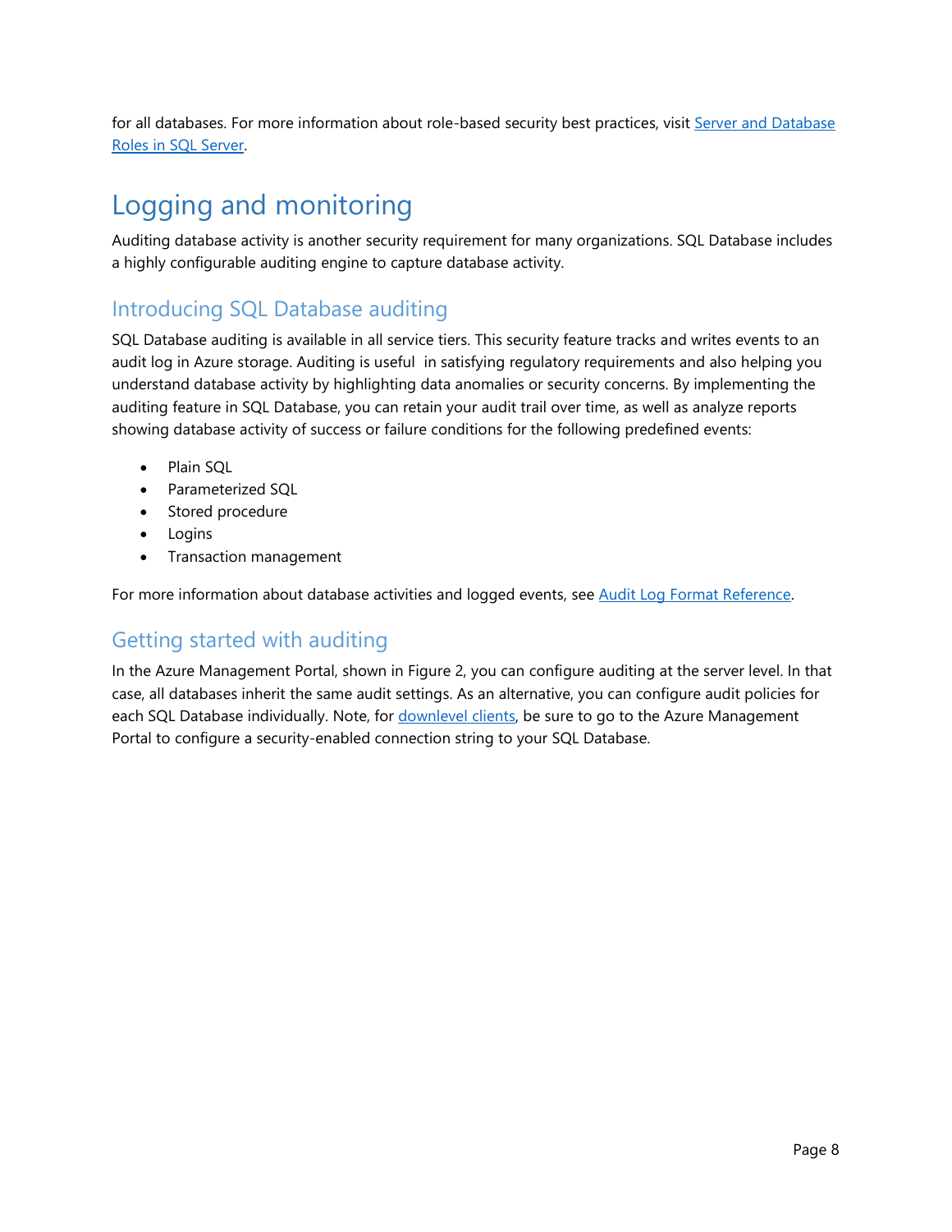for all databases. For more information about role-based security best practices, visit Server and Database Roles in SQL Server.

# Logging and monitoring

Auditing database activity is another security requirement for many organizations. SQL Database includes a highly configurable auditing engine to capture database activity.

## Introducing SQL Database auditing

SQL Database auditing is available in all service tiers. This security feature tracks and writes events to an audit log in Azure storage. Auditing is useful in satisfying regulatory requirements and also helping you understand database activity by highlighting data anomalies or security concerns. By implementing the auditing feature in SQL Database, you can retain your audit trail over time, as well as analyze reports showing database activity of success or failure conditions for the following predefined events:

- Plain SQL
- Parameterized SQL
- Stored procedure
- Logins
- Transaction management

For more information about database activities and logged events, see Audit Log Format Reference.

## Getting started with auditing

In the Azure Management Portal, shown in Figure 2, you can configure auditing at the server level. In that case, all databases inherit the same audit settings. As an alternative, you can configure audit policies for each SQL Database individually. Note, for downlevel clients, be sure to go to the Azure Management Portal to configure a security-enabled connection string to your SQL Database.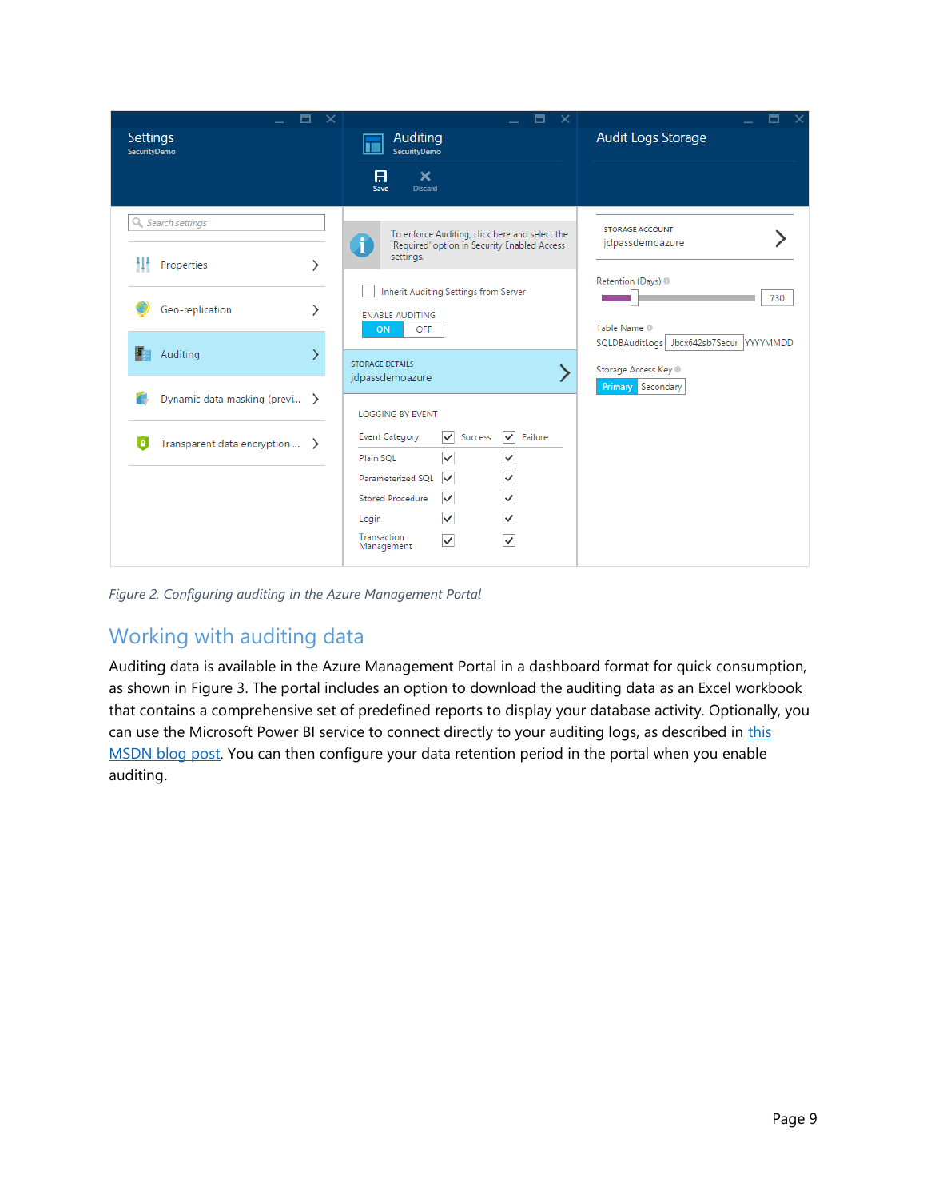*Figure 2. Configuring auditing in the Azure Management Portal*

## Working with auditing data

Auditing data is available in the Azure Management Portal in a dashboard format for quick consumption, as shown in Figure 3. The portal includes an option to download the auditing data as an Excel workbook that contains a comprehensive set of predefined reports to display your database activity. Optionally, you can use the Microsoft Power BI service to connect directly to your auditing logs, as described in this MSDN blog post. You can then configure your data retention period in the portal when you enable auditing.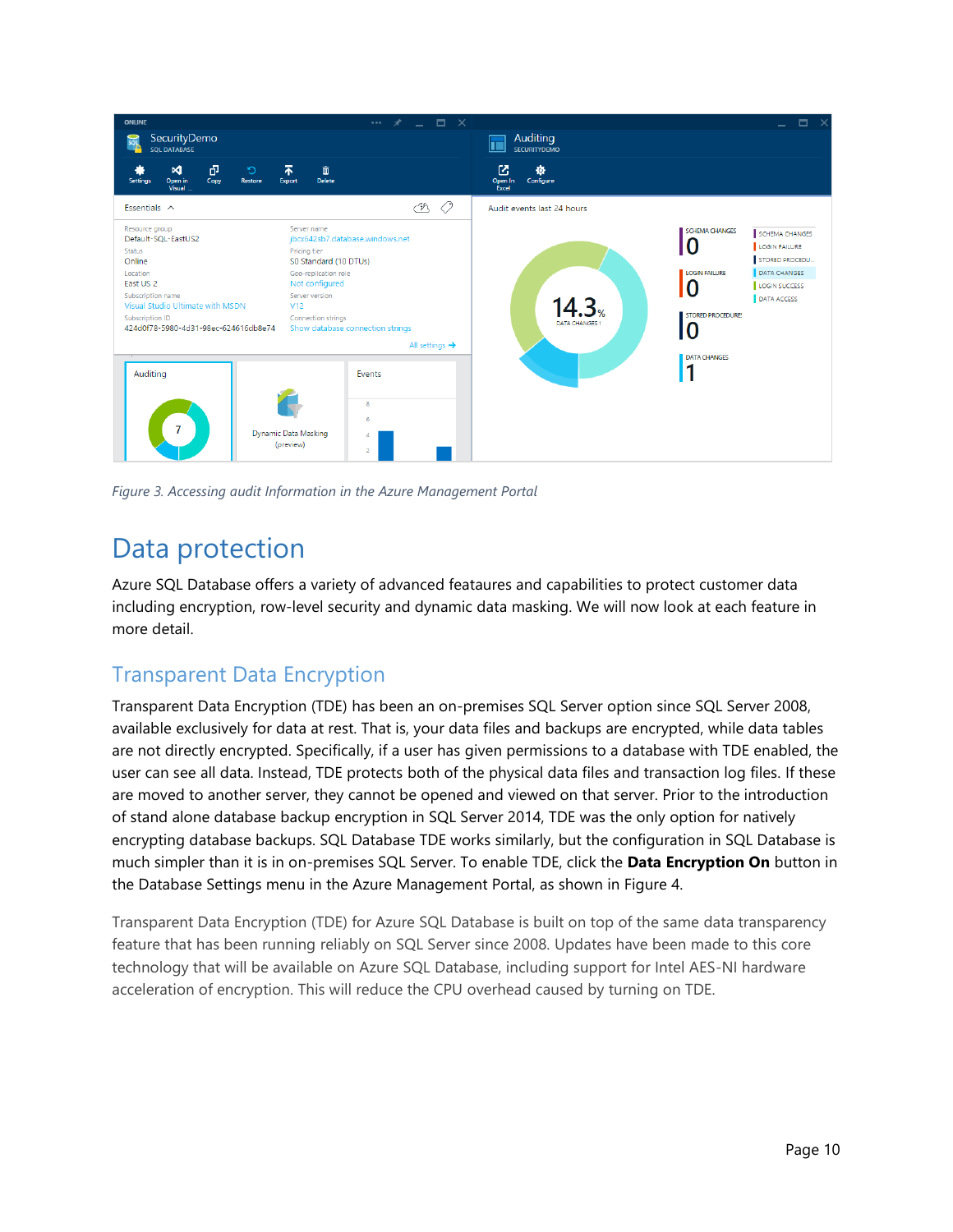*Figure 3. Accessing audit Information in the Azure Management Portal*

# Data protection

Azure SQL Database offers a variety of advanced feataures and capabilities to protect customer data including encryption, row-level security and dynamic data masking. We will now look at each feature in more detail.

## Transparent Data Encryption

Transparent Data Encryption (TDE) has been an on-premises SQL Server option since SQL Server 2008, available exclusively for data at rest. That is, your data files and backups are encrypted, while data tables are not directly encrypted. Specifically, if a user has given permissions to a database with TDE enabled, the user can see all data. Instead, TDE protects both of the physical data files and transaction log files. If these are moved to another server, they cannot be opened and viewed on that server. Prior to the introduction of stand alone database backup encryption in SQL Server 2014, TDE was the only option for natively encrypting database backups. SQL Database TDE works similarly, but the configuration in SQL Database is much simpler than it is in on-premises SQL Server. To enable TDE, click the **Data Encryption On** button in the Database Settings menu in the Azure Management Portal, as shown in Figure 4.

Transparent Data Encryption (TDE) for Azure SQL Database is built on top of the same data transparency feature that has been running reliably on SQL Server since 2008. Updates have been made to this core technology that will be available on Azure SQL Database, including support for Intel AES-NI hardware acceleration of encryption. This will reduce the CPU overhead caused by turning on TDE.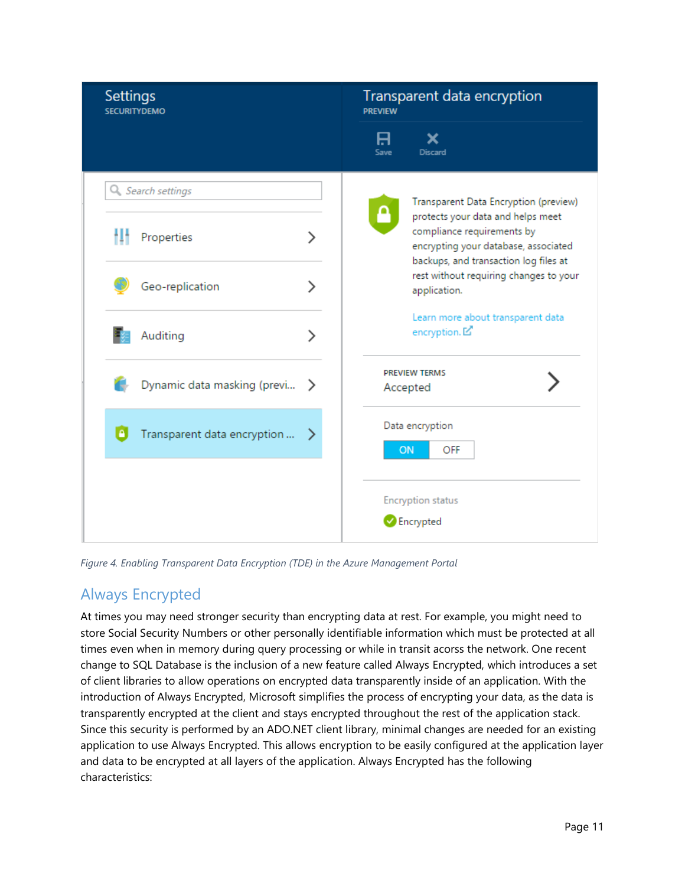*Figure 4. Enabling Transparent Data Encryption (TDE) in the Azure Management Portal*

## Always Encrypted

At times you may need stronger security than encrypting data at rest. For example, you might need to store Social Security Numbers or other personally identifiable information which must be protected at all times even when in memory during query processing or while in transit acorss the network. One recent change to SQL Database is the inclusion of a new feature called Always Encrypted, which introduces a set of client libraries to allow operations on encrypted data transparently inside of an application. With the introduction of Always Encrypted, Microsoft simplifies the process of encrypting your data, as the data is transparently encrypted at the client and stays encrypted throughout the rest of the application stack. Since this security is performed by an ADO.NET client library, minimal changes are needed for an existing application to use Always Encrypted. This allows encryption to be easily configured at the application layer and data to be encrypted at all layers of the application. Always Encrypted has the following characteristics: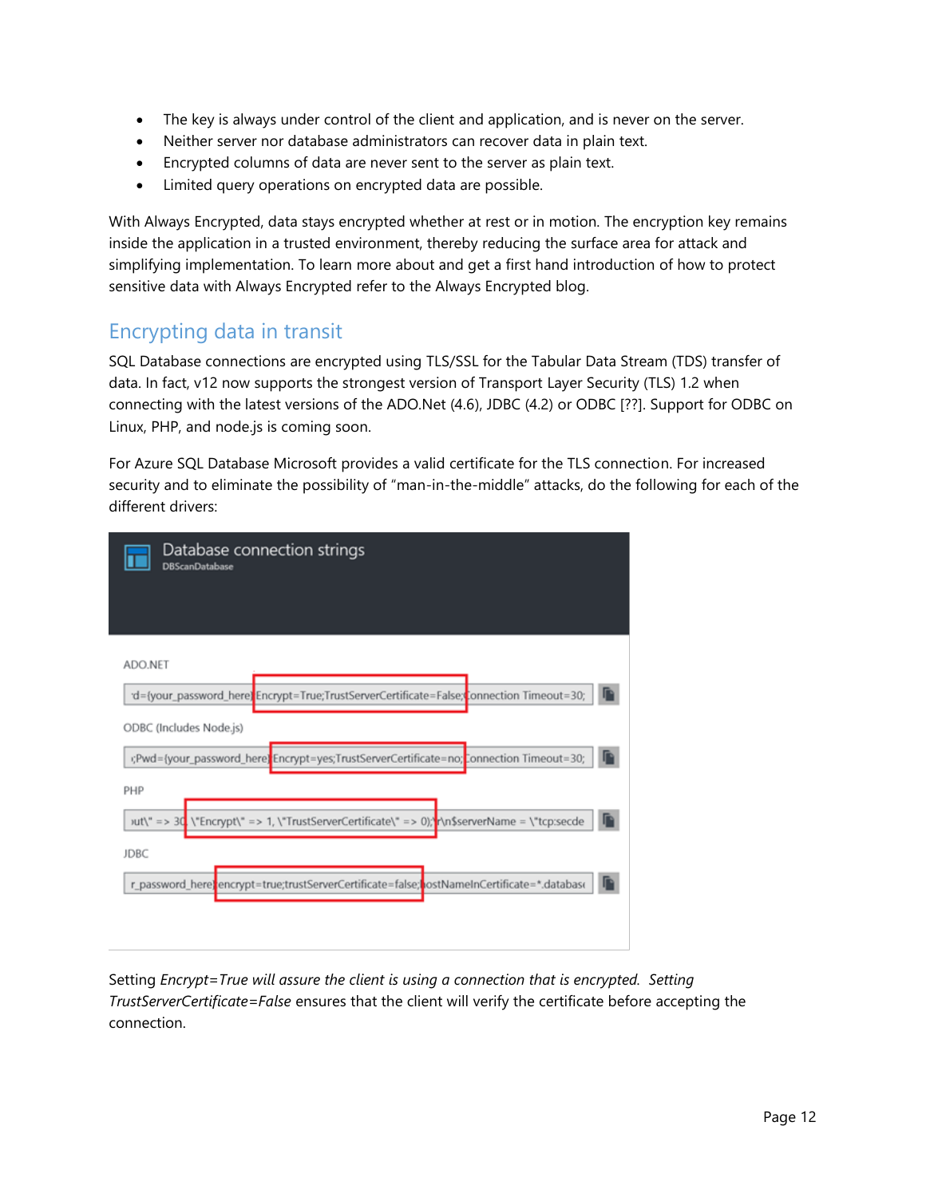- The key is always under control of the client and application, and is never on the server.
- Neither server nor database administrators can recover data in plain text.
- Encrypted columns of data are never sent to the server as plain text.
- Limited query operations on encrypted data are possible.

With Always Encrypted, data stays encrypted whether at rest or in motion. The encryption key remains inside the application in a trusted environment, thereby reducing the surface area for attack and simplifying implementation. To learn more about and get a first hand introduction of how to protect sensitive data with Always Encrypted refer to the Always Encrypted blog.

## Encrypting data in transit

SQL Database connections are encrypted using TLS/SSL for the Tabular Data Stream (TDS) transfer of data. In fact, v12 now supports the strongest version of Transport Layer Security (TLS) 1.2 when connecting with the latest versions of the ADO.Net (4.6), JDBC (4.2) or ODBC [??]. Support for ODBC on Linux, PHP, and node.js is coming soon.

For Azure SQL Database Microsoft provides a valid certificate for the TLS connection. For increased security and to eliminate the possibility of "man-in-the-middle" attacks, do the following for each of the different drivers:

**Database connection strings**
DBScanDatabase

ADO.NET

```
d={your_password_here};Encrypt=True;TrustServerCertificate=False;Connection Timeout=30;
```

ODBC (Includes Node.js)

```
;Pwd={your_password_here};Encrypt=yes;TrustServerCertificate=no;Connection Timeout=30;
```

PHP

```
out\" => 30, \"Encrypt\" => 1, \"TrustServerCertificate\" => 0);\r\n$serverName = \"tcp:secde
```

JDBC

```
r_password_here};encrypt=true;trustServerCertificate=false;hostNameInCertificate=*.databas
```

Setting *Encrypt=True will assure the client is using a connection that is encrypted. Setting TrustServerCertificate=False* ensures that the client will verify the certificate before accepting the connection.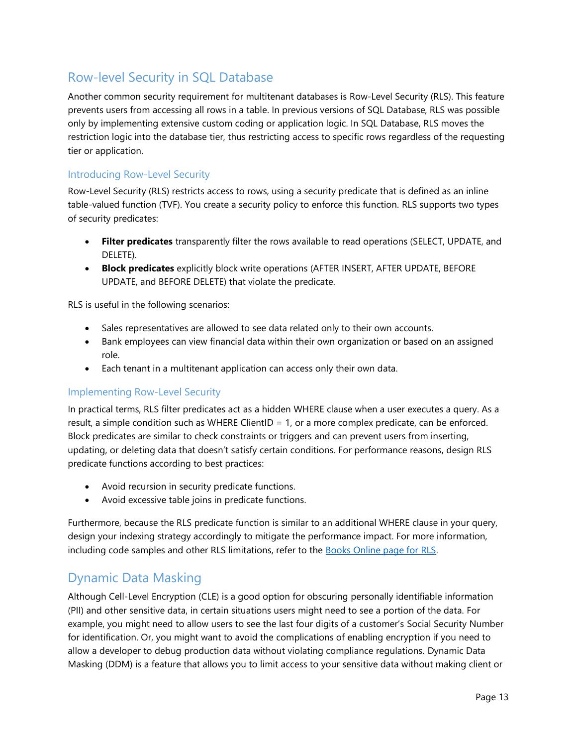## Row-level Security in SQL Database

Another common security requirement for multitenant databases is Row-Level Security (RLS). This feature prevents users from accessing all rows in a table. In previous versions of SQL Database, RLS was possible only by implementing extensive custom coding or application logic. In SQL Database, RLS moves the restriction logic into the database tier, thus restricting access to specific rows regardless of the requesting tier or application.

### Introducing Row-Level Security

Row-Level Security (RLS) restricts access to rows, using a security predicate that is defined as an inline table-valued function (TVF). You create a security policy to enforce this function. RLS supports two types of security predicates:

- **Filter predicates** transparently filter the rows available to read operations (SELECT, UPDATE, and DELETE).
- **Block predicates** explicitly block write operations (AFTER INSERT, AFTER UPDATE, BEFORE UPDATE, and BEFORE DELETE) that violate the predicate.

RLS is useful in the following scenarios:

- Sales representatives are allowed to see data related only to their own accounts.
- Bank employees can view financial data within their own organization or based on an assigned role.
- Each tenant in a multitenant application can access only their own data.

### Implementing Row-Level Security

In practical terms, RLS filter predicates act as a hidden WHERE clause when a user executes a query. As a result, a simple condition such as WHERE ClientID = 1, or a more complex predicate, can be enforced. Block predicates are similar to check constraints or triggers and can prevent users from inserting, updating, or deleting data that doesn't satisfy certain conditions. For performance reasons, design RLS predicate functions according to best practices:

- Avoid recursion in security predicate functions.
- Avoid excessive table joins in predicate functions.

Furthermore, because the RLS predicate function is similar to an additional WHERE clause in your query, design your indexing strategy accordingly to mitigate the performance impact. For more information, including code samples and other RLS limitations, refer to the Books Online page for RLS.

## Dynamic Data Masking

Although Cell-Level Encryption (CLE) is a good option for obscuring personally identifiable information (PII) and other sensitive data, in certain situations users might need to see a portion of the data. For example, you might need to allow users to see the last four digits of a customer's Social Security Number for identification. Or, you might want to avoid the complications of enabling encryption if you need to allow a developer to debug production data without violating compliance regulations. Dynamic Data Masking (DDM) is a feature that allows you to limit access to your sensitive data without making client or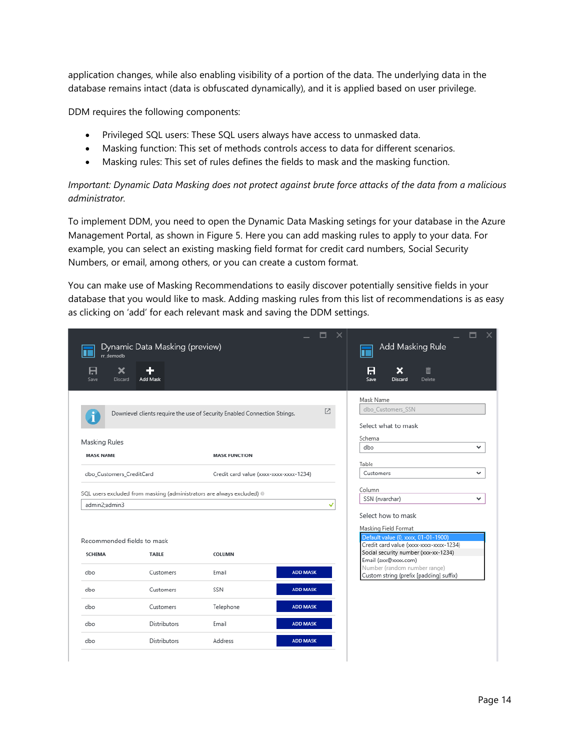application changes, while also enabling visibility of a portion of the data. The underlying data in the database remains intact (data is obfuscated dynamically), and it is applied based on user privilege.

DDM requires the following components:

- Privileged SQL users: These SQL users always have access to unmasked data.
- Masking function: This set of methods controls access to data for different scenarios.
- Masking rules: This set of rules defines the fields to mask and the masking function.

*Important: Dynamic Data Masking does not protect against brute force attacks of the data from a malicious administrator.*

To implement DDM, you need to open the Dynamic Data Masking setings for your database in the Azure Management Portal, as shown in Figure 5. Here you can add masking rules to apply to your data. For example, you can select an existing masking field format for credit card numbers, Social Security Numbers, or email, among others, or you can create a custom format.

You can make use of Masking Recommendations to easily discover potentially sensitive fields in your database that you would like to mask. Adding masking rules from this list of recommendations is as easy as clicking on 'add' for each relevant mask and saving the DDM settings.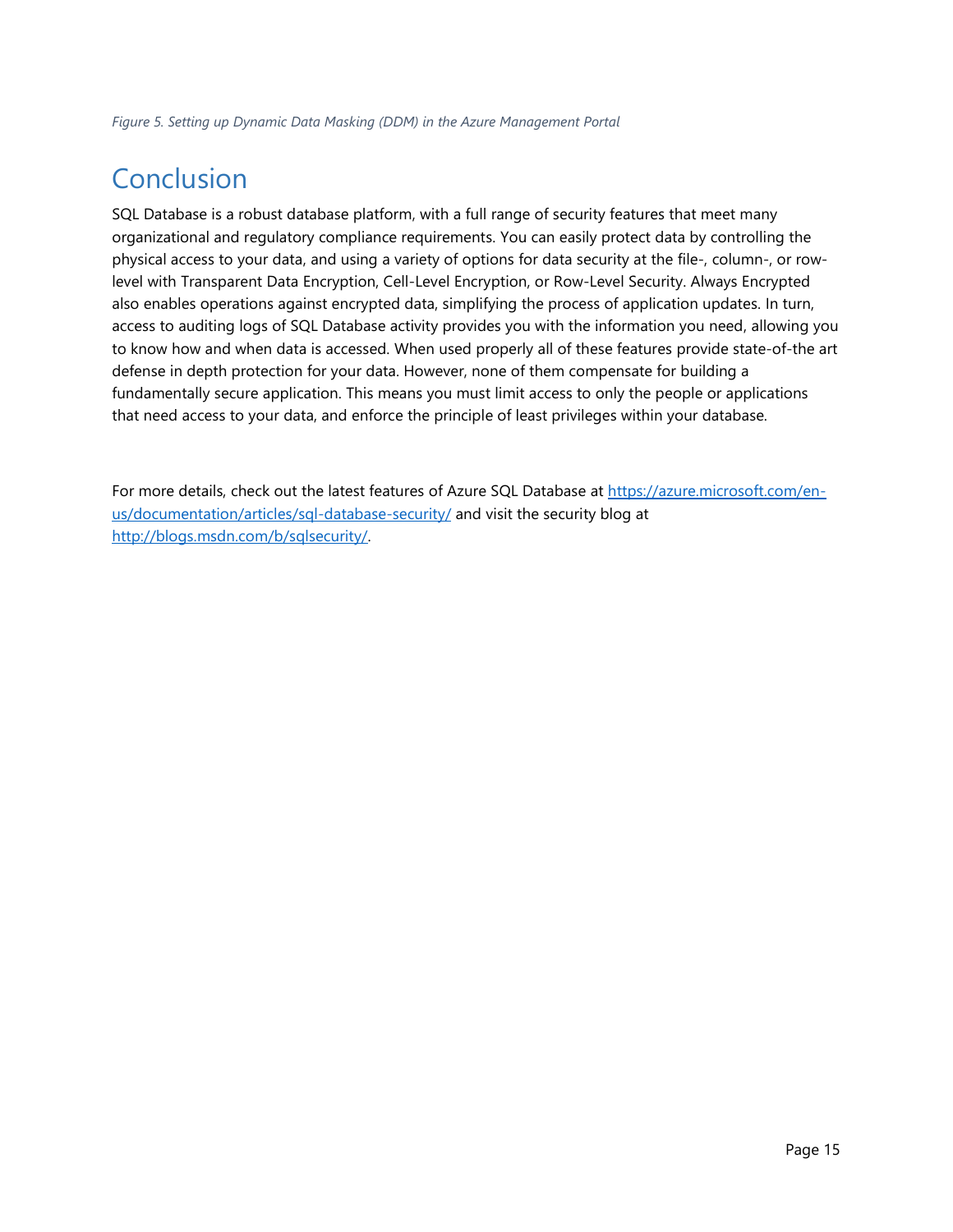*Figure 5. Setting up Dynamic Data Masking (DDM) in the Azure Management Portal*

# Conclusion

SQL Database is a robust database platform, with a full range of security features that meet many organizational and regulatory compliance requirements. You can easily protect data by controlling the physical access to your data, and using a variety of options for data security at the file-, column-, or row-level with Transparent Data Encryption, Cell-Level Encryption, or Row-Level Security. Always Encrypted also enables operations against encrypted data, simplifying the process of application updates. In turn, access to auditing logs of SQL Database activity provides you with the information you need, allowing you to know how and when data is accessed. When used properly all of these features provide state-of-the art defense in depth protection for your data. However, none of them compensate for building a fundamentally secure application. This means you must limit access to only the people or applications that need access to your data, and enforce the principle of least privileges within your database.

For more details, check out the latest features of Azure SQL Database at [https://azure.microsoft.com/en-us/documentation/articles/sql-database-security/](https://azure.microsoft.com/en-us/documentation/articles/sql-database-security/) and visit the security blog at [http://blogs.msdn.com/b/sqlsecurity/](http://blogs.msdn.com/b/sqlsecurity/).